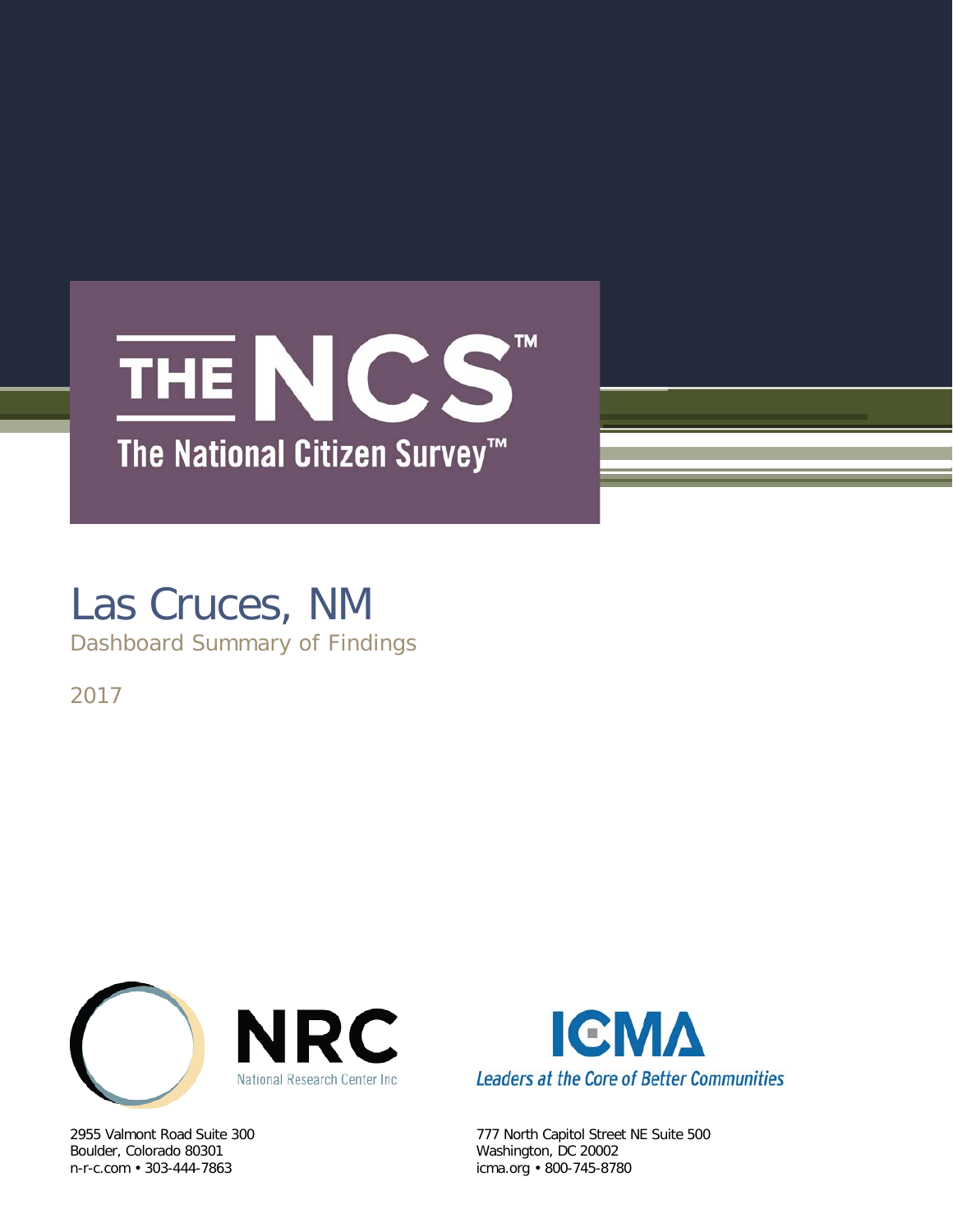# THE NCS™

## The National Citizen Survey™

# Las Cruces, NM

Dashboard Summary of Findings

2017

NRC

National Research Center Inc

2955 Valmont Road Suite 300
Boulder, Colorado 80301
n-r-c.com • 303-444-7863

ICMA

*Leaders at the Core of Better Communities*

777 North Capitol Street NE Suite 500
Washington, DC 20002
icma.org • 800-745-8780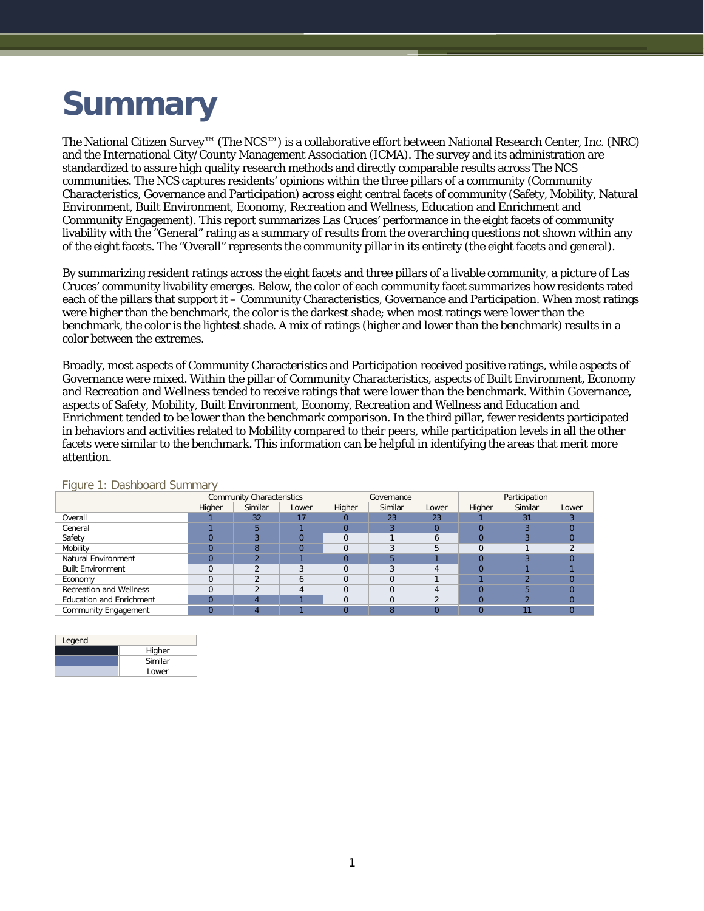# Summary

The National Citizen Survey™ (The NCS™) is a collaborative effort between National Research Center, Inc. (NRC) and the International City/County Management Association (ICMA). The survey and its administration are standardized to assure high quality research methods and directly comparable results across The NCS communities. The NCS captures residents' opinions within the three pillars of a community (Community Characteristics, Governance and Participation) across eight central facets of community (Safety, Mobility, Natural Environment, Built Environment, Economy, Recreation and Wellness, Education and Enrichment and Community Engagement). This report summarizes Las Cruces' performance in the eight facets of community livability with the "General" rating as a summary of results from the overarching questions not shown within any of the eight facets. The "Overall" represents the community pillar in its entirety (the eight facets and general).

By summarizing resident ratings across the eight facets and three pillars of a livable community, a picture of Las Cruces' community livability emerges. Below, the color of each community facet summarizes how residents rated each of the pillars that support it – Community Characteristics, Governance and Participation. When most ratings were higher than the benchmark, the color is the darkest shade; when most ratings were lower than the benchmark, the color is the lightest shade. A mix of ratings (higher and lower than the benchmark) results in a color between the extremes.

Broadly, most aspects of Community Characteristics and Participation received positive ratings, while aspects of Governance were mixed. Within the pillar of Community Characteristics, aspects of Built Environment, Economy and Recreation and Wellness tended to receive ratings that were lower than the benchmark. Within Governance, aspects of Safety, Mobility, Built Environment, Economy, Recreation and Wellness and Education and Enrichment tended to be lower than the benchmark comparison. In the third pillar, fewer residents participated in behaviors and activities related to Mobility compared to their peers, while participation levels in all the other facets were similar to the benchmark. This information can be helpful in identifying the areas that merit more attention.

Figure 1: Dashboard Summary

| | Community Characteristics | | | Governance | | | Participation | | |
|---|---|---|---|---|---|---|---|---|---|
| | Higher | Similar | Lower | Higher | Similar | Lower | Higher | Similar | Lower |
| Overall | 1 | 32 | 17 | 0 | 23 | 23 | 1 | 31 | 3 |
| General | 1 | 5 | 1 | 0 | 3 | 0 | 0 | 3 | 0 |
| Safety | 0 | 3 | 0 | 0 | 1 | 6 | 0 | 3 | 0 |
| Mobility | 0 | 8 | 0 | 0 | 3 | 5 | 0 | 1 | 2 |
| Natural Environment | 0 | 2 | 1 | 0 | 5 | 1 | 0 | 3 | 0 |
| Built Environment | 0 | 2 | 3 | 0 | 3 | 4 | 0 | 1 | 1 |
| Economy | 0 | 2 | 6 | 0 | 0 | 1 | 1 | 2 | 0 |
| Recreation and Wellness | 0 | 2 | 4 | 0 | 0 | 4 | 0 | 5 | 0 |
| Education and Enrichment | 0 | 4 | 1 | 0 | 0 | 2 | 0 | 2 | 0 |
| Community Engagement | 0 | 4 | 1 | 0 | 8 | 0 | 0 | 11 | 0 |

| Legend | |
|---|---|
| | Higher |
| | Similar |
| | Lower |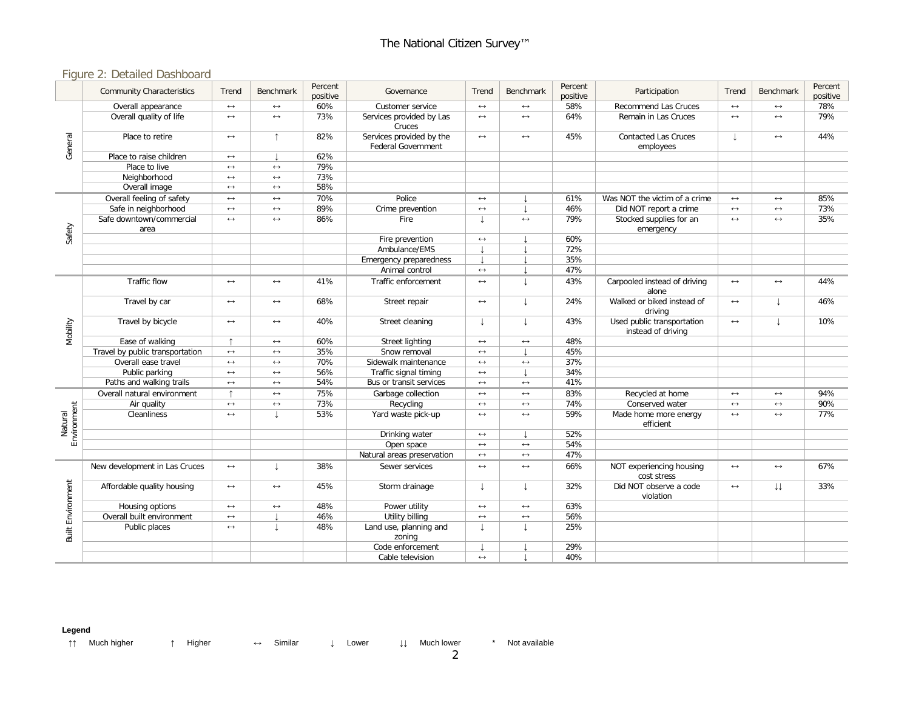## Figure 2: Detailed Dashboard

| | Community Characteristics | Trend | Benchmark | Percent positive | Governance | Trend | Benchmark | Percent positive | Participation | Trend | Benchmark | Percent positive |
|---|---|---|---|---|---|---|---|---|---|---|---|---|
| General | Overall appearance | ↔ | ↔ | 60% | Customer service | ↔ | ↔ | 58% | Recommend Las Cruces | ↔ | ↔ | 78% |
| | Overall quality of life | ↔ | ↔ | 73% | Services provided by Las Cruces | ↔ | ↔ | 64% | Remain in Las Cruces | ↔ | ↔ | 79% |
| | Place to retire | ↔ | ↑ | 82% | Services provided by the Federal Government | ↔ | ↔ | 45% | Contacted Las Cruces employees | ↓ | ↔ | 44% |
| | Place to raise children | ↔ | ↓ | 62% | | | | | | | | |
| | Place to live | ↔ | ↔ | 79% | | | | | | | | |
| | Neighborhood | ↔ | ↔ | 73% | | | | | | | | |
| | Overall image | ↔ | ↔ | 58% | | | | | | | | |
| Safety | Overall feeling of safety | ↔ | ↔ | 70% | Police | ↔ | ↓ | 61% | Was NOT the victim of a crime | ↔ | ↔ | 85% |
| | Safe in neighborhood | ↔ | ↔ | 89% | Crime prevention | ↔ | ↓ | 46% | Did NOT report a crime | ↔ | ↔ | 73% |
| | Safe downtown/commercial area | ↔ | ↔ | 86% | Fire | ↓ | ↔ | 79% | Stocked supplies for an emergency | ↔ | ↔ | 35% |
| | | | | | Fire prevention | ↔ | ↓ | 60% | | | | |
| | | | | | Ambulance/EMS | ↓ | ↓ | 72% | | | | |
| | | | | | Emergency preparedness | ↓ | ↓ | 35% | | | | |
| | | | | | Animal control | ↔ | ↓ | 47% | | | | |
| Mobility | Traffic flow | ↔ | ↔ | 41% | Traffic enforcement | ↔ | ↓ | 43% | Carpooled instead of driving alone | ↔ | ↔ | 44% |
| | Travel by car | ↔ | ↔ | 68% | Street repair | ↔ | ↓ | 24% | Walked or biked instead of driving | ↔ | ↓ | 46% |
| | Travel by bicycle | ↔ | ↔ | 40% | Street cleaning | ↓ | ↓ | 43% | Used public transportation instead of driving | ↔ | ↓ | 10% |
| | Ease of walking | ↑ | ↔ | 60% | Street lighting | ↔ | ↔ | 48% | | | | |
| | Travel by public transportation | ↔ | ↔ | 35% | Snow removal | ↔ | ↓ | 45% | | | | |
| | Overall ease travel | ↔ | ↔ | 70% | Sidewalk maintenance | ↔ | ↔ | 37% | | | | |
| | Public parking | ↔ | ↔ | 56% | Traffic signal timing | ↔ | ↓ | 34% | | | | |
| | Paths and walking trails | ↔ | ↔ | 54% | Bus or transit services | ↔ | ↔ | 41% | | | | |
| Natural Environment | Overall natural environment | ↑ | ↔ | 75% | Garbage collection | ↔ | ↔ | 83% | Recycled at home | ↔ | ↔ | 94% |
| | Air quality | ↔ | ↔ | 73% | Recycling | ↔ | ↔ | 74% | Conserved water | ↔ | ↔ | 90% |
| | Cleanliness | ↔ | ↓ | 53% | Yard waste pick-up | ↔ | ↔ | 59% | Made home more energy efficient | ↔ | ↔ | 77% |
| | | | | | Drinking water | ↔ | ↓ | 52% | | | | |
| | | | | | Open space | ↔ | ↔ | 54% | | | | |
| | | | | | Natural areas preservation | ↔ | ↔ | 47% | | | | |
| Built Environment | New development in Las Cruces | ↔ | ↓ | 38% | Sewer services | ↔ | ↔ | 66% | NOT experiencing housing cost stress | ↔ | ↔ | 67% |
| | Affordable quality housing | ↔ | ↔ | 45% | Storm drainage | ↓ | ↓ | 32% | Did NOT observe a code violation | ↔ | ↓↓ | 33% |
| | Housing options | ↔ | ↔ | 48% | Power utility | ↔ | ↔ | 63% | | | | |
| | Overall built environment | ↔ | ↓ | 46% | Utility billing | ↔ | ↔ | 56% | | | | |
| | Public places | ↔ | ↓ | 48% | Land use, planning and zoning | ↓ | ↓ | 25% | | | | |
| | | | | | Code enforcement | ↓ | ↓ | 29% | | | | |
| | | | | | Cable television | ↔ | ↓ | 40% | | | | |

**Legend**

↑↑ Much higher   ↑ Higher   ↔ Similar   ↓ Lower   ↓↓ Much lower   * Not available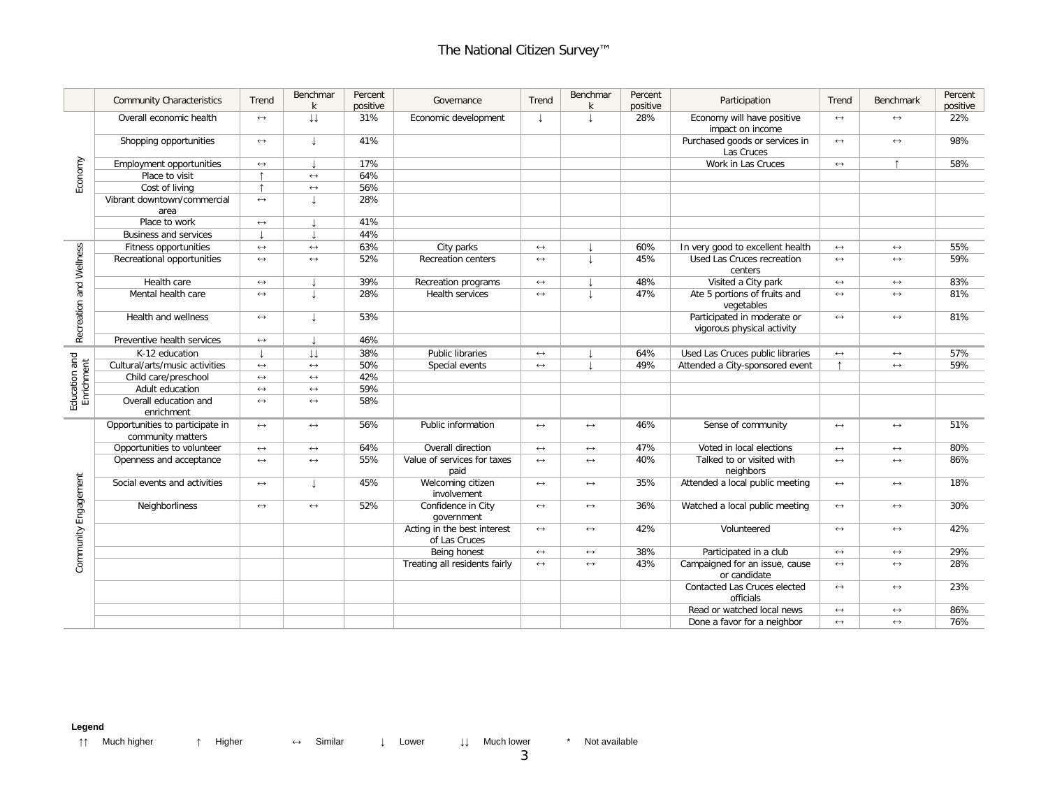# The National Citizen Survey™

| | Community Characteristics | Trend | Benchmark | Percent positive | Governance | Trend | Benchmark | Percent positive | Participation | Trend | Benchmark | Percent positive |
|---|---|---|---|---|---|---|---|---|---|---|---|---|
| Economy | Overall economic health | ↔ | ↓↓ | 31% | Economic development | ↓ | ↓ | 28% | Economy will have positive impact on income | ↔ | ↔ | 22% |
| | Shopping opportunities | ↔ | ↓ | 41% | | | | | Purchased goods or services in Las Cruces | ↔ | ↔ | 98% |
| | Employment opportunities | ↔ | ↓ | 17% | | | | | Work in Las Cruces | ↔ | ↑ | 58% |
| | Place to visit | ↑ | ↔ | 64% | | | | | | | | |
| | Cost of living | ↑ | ↔ | 56% | | | | | | | | |
| | Vibrant downtown/commercial area | ↔ | ↓ | 28% | | | | | | | | |
| | Place to work | ↔ | ↓ | 41% | | | | | | | | |
| | Business and services | ↓ | ↓ | 44% | | | | | | | | |
| Recreation and Wellness | Fitness opportunities | ↔ | ↔ | 63% | City parks | ↔ | ↓ | 60% | In very good to excellent health | ↔ | ↔ | 55% |
| | Recreational opportunities | ↔ | ↔ | 52% | Recreation centers | ↔ | ↓ | 45% | Used Las Cruces recreation centers | ↔ | ↔ | 59% |
| | Health care | ↔ | ↓ | 39% | Recreation programs | ↔ | ↓ | 48% | Visited a City park | ↔ | ↔ | 83% |
| | Mental health care | ↔ | ↓ | 28% | Health services | ↔ | ↓ | 47% | Ate 5 portions of fruits and vegetables | ↔ | ↔ | 81% |
| | Health and wellness | ↔ | ↓ | 53% | | | | | Participated in moderate or vigorous physical activity | ↔ | ↔ | 81% |
| | Preventive health services | ↔ | ↓ | 46% | | | | | | | | |
| Education and Enrichment | K-12 education | ↓ | ↓↓ | 38% | Public libraries | ↔ | ↓ | 64% | Used Las Cruces public libraries | ↔ | ↔ | 57% |
| | Cultural/arts/music activities | ↔ | ↔ | 50% | Special events | ↔ | ↓ | 49% | Attended a City-sponsored event | ↑ | ↔ | 59% |
| | Child care/preschool | ↔ | ↔ | 42% | | | | | | | | |
| | Adult education | ↔ | ↔ | 59% | | | | | | | | |
| | Overall education and enrichment | ↔ | ↔ | 58% | | | | | | | | |
| Community Engagement | Opportunities to participate in community matters | ↔ | ↔ | 56% | Public information | ↔ | ↔ | 46% | Sense of community | ↔ | ↔ | 51% |
| | Opportunities to volunteer | ↔ | ↔ | 64% | Overall direction | ↔ | ↔ | 47% | Voted in local elections | ↔ | ↔ | 80% |
| | Openness and acceptance | ↔ | ↔ | 55% | Value of services for taxes paid | ↔ | ↔ | 40% | Talked to or visited with neighbors | ↔ | ↔ | 86% |
| | Social events and activities | ↔ | ↓ | 45% | Welcoming citizen involvement | ↔ | ↔ | 35% | Attended a local public meeting | ↔ | ↔ | 18% |
| | Neighborliness | ↔ | ↔ | 52% | Confidence in City government | ↔ | ↔ | 36% | Watched a local public meeting | ↔ | ↔ | 30% |
| | | | | | Acting in the best interest of Las Cruces | ↔ | ↔ | 42% | Volunteered | ↔ | ↔ | 42% |
| | | | | | Being honest | ↔ | ↔ | 38% | Participated in a club | ↔ | ↔ | 29% |
| | | | | | Treating all residents fairly | ↔ | ↔ | 43% | Campaigned for an issue, cause or candidate | ↔ | ↔ | 28% |
| | | | | | | | | | Contacted Las Cruces elected officials | ↔ | ↔ | 23% |
| | | | | | | | | | Read or watched local news | ↔ | ↔ | 86% |
| | | | | | | | | | Done a favor for a neighbor | ↔ | ↔ | 76% |

**Legend**

↑↑ Much higher ↑ Higher ↔ Similar ↓ Lower ↓↓ Much lower * Not available